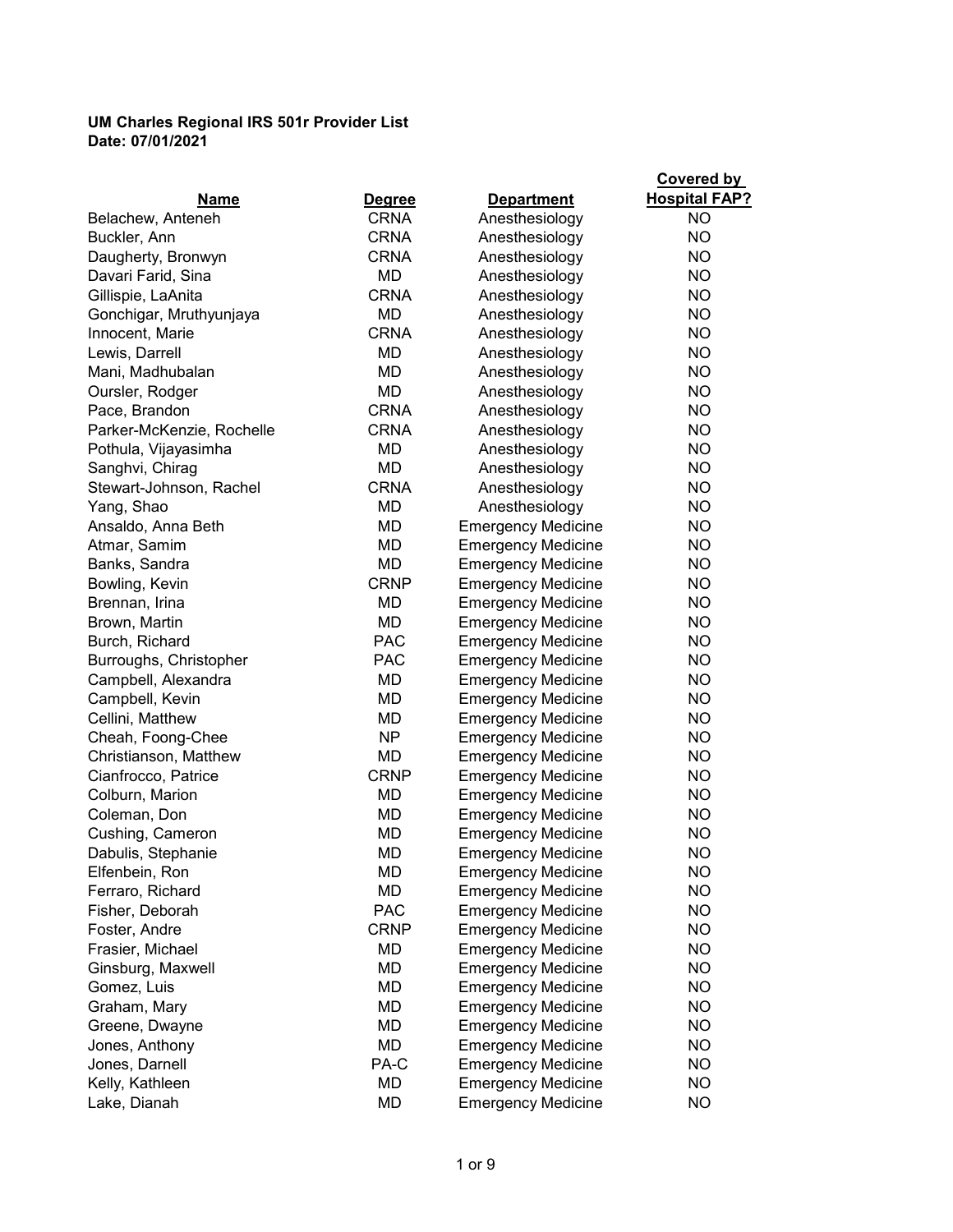**UM Charles Regional IRS 501r Provider List**
**Date: 07/01/2021**

| Name | Degree | Department | Covered by Hospital FAP? |
|---|---|---|---|
| Belachew, Anteneh | CRNA | Anesthesiology | NO |
| Buckler, Ann | CRNA | Anesthesiology | NO |
| Daugherty, Bronwyn | CRNA | Anesthesiology | NO |
| Davari Farid, Sina | MD | Anesthesiology | NO |
| Gillispie, LaAnita | CRNA | Anesthesiology | NO |
| Gonchigar, Mruthyunjaya | MD | Anesthesiology | NO |
| Innocent, Marie | CRNA | Anesthesiology | NO |
| Lewis, Darrell | MD | Anesthesiology | NO |
| Mani, Madhubalan | MD | Anesthesiology | NO |
| Oursler, Rodger | MD | Anesthesiology | NO |
| Pace, Brandon | CRNA | Anesthesiology | NO |
| Parker-McKenzie, Rochelle | CRNA | Anesthesiology | NO |
| Pothula, Vijayasimha | MD | Anesthesiology | NO |
| Sanghvi, Chirag | MD | Anesthesiology | NO |
| Stewart-Johnson, Rachel | CRNA | Anesthesiology | NO |
| Yang, Shao | MD | Anesthesiology | NO |
| Ansaldo, Anna Beth | MD | Emergency Medicine | NO |
| Atmar, Samim | MD | Emergency Medicine | NO |
| Banks, Sandra | MD | Emergency Medicine | NO |
| Bowling, Kevin | CRNP | Emergency Medicine | NO |
| Brennan, Irina | MD | Emergency Medicine | NO |
| Brown, Martin | MD | Emergency Medicine | NO |
| Burch, Richard | PAC | Emergency Medicine | NO |
| Burroughs, Christopher | PAC | Emergency Medicine | NO |
| Campbell, Alexandra | MD | Emergency Medicine | NO |
| Campbell, Kevin | MD | Emergency Medicine | NO |
| Cellini, Matthew | MD | Emergency Medicine | NO |
| Cheah, Foong-Chee | NP | Emergency Medicine | NO |
| Christianson, Matthew | MD | Emergency Medicine | NO |
| Cianfrocco, Patrice | CRNP | Emergency Medicine | NO |
| Colburn, Marion | MD | Emergency Medicine | NO |
| Coleman, Don | MD | Emergency Medicine | NO |
| Cushing, Cameron | MD | Emergency Medicine | NO |
| Dabulis, Stephanie | MD | Emergency Medicine | NO |
| Elfenbein, Ron | MD | Emergency Medicine | NO |
| Ferraro, Richard | MD | Emergency Medicine | NO |
| Fisher, Deborah | PAC | Emergency Medicine | NO |
| Foster, Andre | CRNP | Emergency Medicine | NO |
| Frasier, Michael | MD | Emergency Medicine | NO |
| Ginsburg, Maxwell | MD | Emergency Medicine | NO |
| Gomez, Luis | MD | Emergency Medicine | NO |
| Graham, Mary | MD | Emergency Medicine | NO |
| Greene, Dwayne | MD | Emergency Medicine | NO |
| Jones, Anthony | MD | Emergency Medicine | NO |
| Jones, Darnell | PA-C | Emergency Medicine | NO |
| Kelly, Kathleen | MD | Emergency Medicine | NO |
| Lake, Dianah | MD | Emergency Medicine | NO |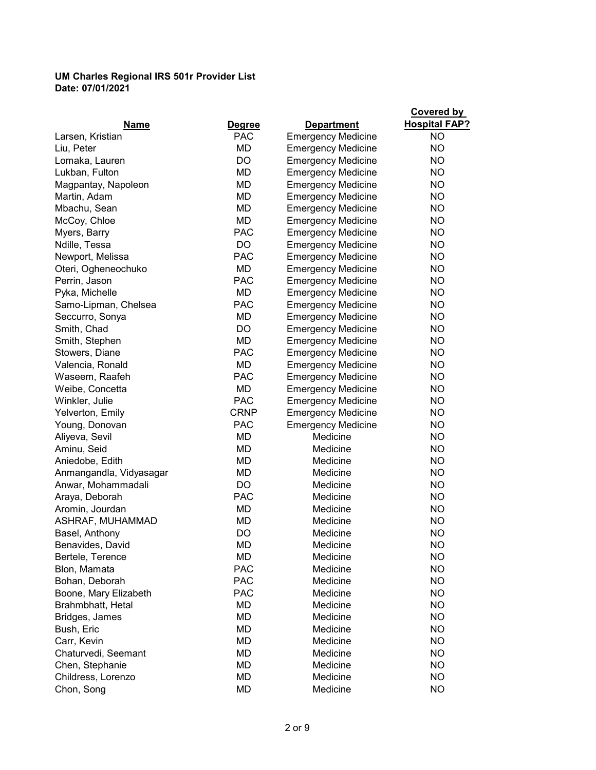**UM Charles Regional IRS 501r Provider List**
**Date: 07/01/2021**

| Name | Degree | Department | Covered by Hospital FAP? |
|---|---|---|---|
| Larsen, Kristian | PAC | Emergency Medicine | NO |
| Liu, Peter | MD | Emergency Medicine | NO |
| Lomaka, Lauren | DO | Emergency Medicine | NO |
| Lukban, Fulton | MD | Emergency Medicine | NO |
| Magpantay, Napoleon | MD | Emergency Medicine | NO |
| Martin, Adam | MD | Emergency Medicine | NO |
| Mbachu, Sean | MD | Emergency Medicine | NO |
| McCoy, Chloe | MD | Emergency Medicine | NO |
| Myers, Barry | PAC | Emergency Medicine | NO |
| Ndille, Tessa | DO | Emergency Medicine | NO |
| Newport, Melissa | PAC | Emergency Medicine | NO |
| Oteri, Ogheneochuko | MD | Emergency Medicine | NO |
| Perrin, Jason | PAC | Emergency Medicine | NO |
| Pyka, Michelle | MD | Emergency Medicine | NO |
| Samo-Lipman, Chelsea | PAC | Emergency Medicine | NO |
| Seccurro, Sonya | MD | Emergency Medicine | NO |
| Smith, Chad | DO | Emergency Medicine | NO |
| Smith, Stephen | MD | Emergency Medicine | NO |
| Stowers, Diane | PAC | Emergency Medicine | NO |
| Valencia, Ronald | MD | Emergency Medicine | NO |
| Waseem, Raafeh | PAC | Emergency Medicine | NO |
| Weibe, Concetta | MD | Emergency Medicine | NO |
| Winkler, Julie | PAC | Emergency Medicine | NO |
| Yelverton, Emily | CRNP | Emergency Medicine | NO |
| Young, Donovan | PAC | Emergency Medicine | NO |
| Aliyeva, Sevil | MD | Medicine | NO |
| Aminu, Seid | MD | Medicine | NO |
| Aniedobe, Edith | MD | Medicine | NO |
| Anmangandla, Vidyasagar | MD | Medicine | NO |
| Anwar, Mohammadali | DO | Medicine | NO |
| Araya, Deborah | PAC | Medicine | NO |
| Aromin, Jourdan | MD | Medicine | NO |
| ASHRAF, MUHAMMAD | MD | Medicine | NO |
| Basel, Anthony | DO | Medicine | NO |
| Benavides, David | MD | Medicine | NO |
| Bertele, Terence | MD | Medicine | NO |
| Blon, Mamata | PAC | Medicine | NO |
| Bohan, Deborah | PAC | Medicine | NO |
| Boone, Mary Elizabeth | PAC | Medicine | NO |
| Brahmbhatt, Hetal | MD | Medicine | NO |
| Bridges, James | MD | Medicine | NO |
| Bush, Eric | MD | Medicine | NO |
| Carr, Kevin | MD | Medicine | NO |
| Chaturvedi, Seemant | MD | Medicine | NO |
| Chen, Stephanie | MD | Medicine | NO |
| Childress, Lorenzo | MD | Medicine | NO |
| Chon, Song | MD | Medicine | NO |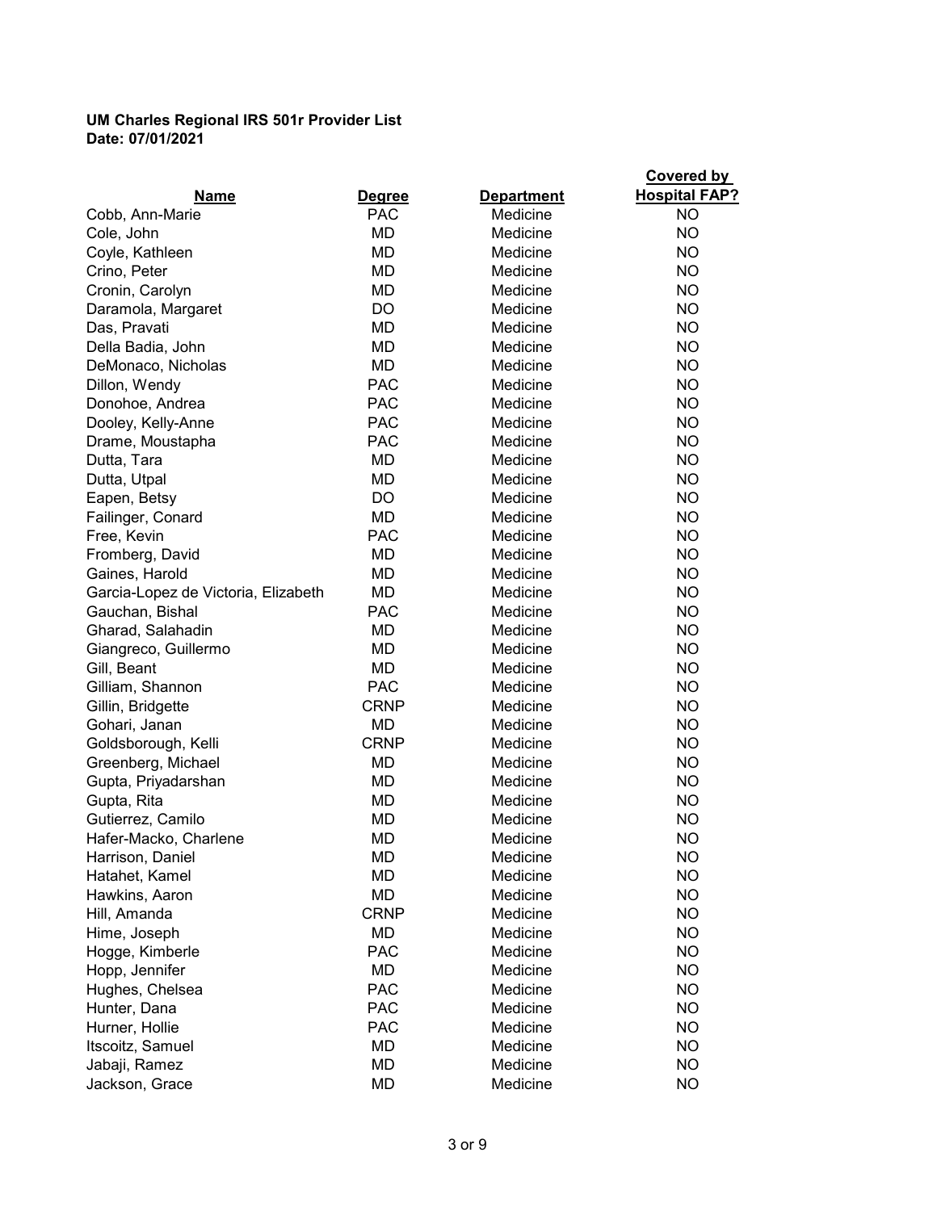**UM Charles Regional IRS 501r Provider List**
**Date: 07/01/2021**

| Name | Degree | Department | Covered by Hospital FAP? |
|---|---|---|---|
| Cobb, Ann-Marie | PAC | Medicine | NO |
| Cole, John | MD | Medicine | NO |
| Coyle, Kathleen | MD | Medicine | NO |
| Crino, Peter | MD | Medicine | NO |
| Cronin, Carolyn | MD | Medicine | NO |
| Daramola, Margaret | DO | Medicine | NO |
| Das, Pravati | MD | Medicine | NO |
| Della Badia, John | MD | Medicine | NO |
| DeMonaco, Nicholas | MD | Medicine | NO |
| Dillon, Wendy | PAC | Medicine | NO |
| Donohoe, Andrea | PAC | Medicine | NO |
| Dooley, Kelly-Anne | PAC | Medicine | NO |
| Drame, Moustapha | PAC | Medicine | NO |
| Dutta, Tara | MD | Medicine | NO |
| Dutta, Utpal | MD | Medicine | NO |
| Eapen, Betsy | DO | Medicine | NO |
| Failinger, Conard | MD | Medicine | NO |
| Free, Kevin | PAC | Medicine | NO |
| Fromberg, David | MD | Medicine | NO |
| Gaines, Harold | MD | Medicine | NO |
| Garcia-Lopez de Victoria, Elizabeth | MD | Medicine | NO |
| Gauchan, Bishal | PAC | Medicine | NO |
| Gharad, Salahadin | MD | Medicine | NO |
| Giangreco, Guillermo | MD | Medicine | NO |
| Gill, Beant | MD | Medicine | NO |
| Gilliam, Shannon | PAC | Medicine | NO |
| Gillin, Bridgette | CRNP | Medicine | NO |
| Gohari, Janan | MD | Medicine | NO |
| Goldsborough, Kelli | CRNP | Medicine | NO |
| Greenberg, Michael | MD | Medicine | NO |
| Gupta, Priyadarshan | MD | Medicine | NO |
| Gupta, Rita | MD | Medicine | NO |
| Gutierrez, Camilo | MD | Medicine | NO |
| Hafer-Macko, Charlene | MD | Medicine | NO |
| Harrison, Daniel | MD | Medicine | NO |
| Hatahet, Kamel | MD | Medicine | NO |
| Hawkins, Aaron | MD | Medicine | NO |
| Hill, Amanda | CRNP | Medicine | NO |
| Hime, Joseph | MD | Medicine | NO |
| Hogge, Kimberle | PAC | Medicine | NO |
| Hopp, Jennifer | MD | Medicine | NO |
| Hughes, Chelsea | PAC | Medicine | NO |
| Hunter, Dana | PAC | Medicine | NO |
| Hurner, Hollie | PAC | Medicine | NO |
| Itscoitz, Samuel | MD | Medicine | NO |
| Jabaji, Ramez | MD | Medicine | NO |
| Jackson, Grace | MD | Medicine | NO |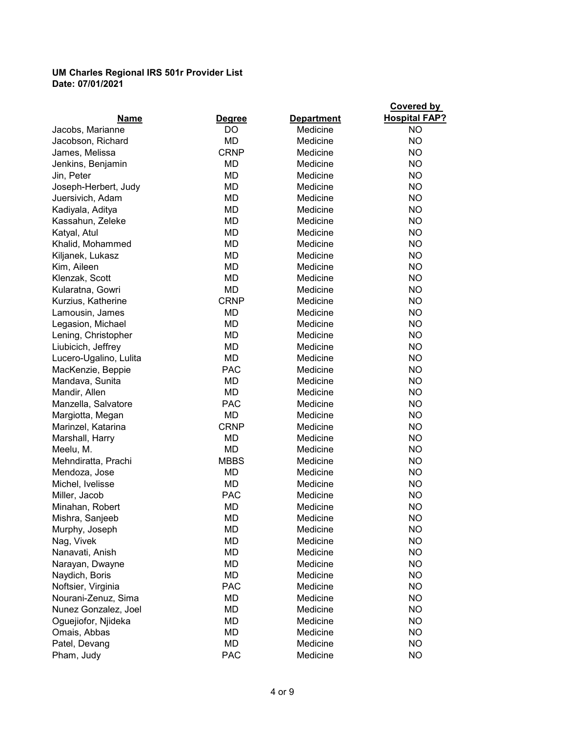**UM Charles Regional IRS 501r Provider List**
**Date: 07/01/2021**

| Name | Degree | Department | Covered by Hospital FAP? |
|---|---|---|---|
| Jacobs, Marianne | DO | Medicine | NO |
| Jacobson, Richard | MD | Medicine | NO |
| James, Melissa | CRNP | Medicine | NO |
| Jenkins, Benjamin | MD | Medicine | NO |
| Jin, Peter | MD | Medicine | NO |
| Joseph-Herbert, Judy | MD | Medicine | NO |
| Juersivich, Adam | MD | Medicine | NO |
| Kadiyala, Aditya | MD | Medicine | NO |
| Kassahun, Zeleke | MD | Medicine | NO |
| Katyal, Atul | MD | Medicine | NO |
| Khalid, Mohammed | MD | Medicine | NO |
| Kiljanek, Lukasz | MD | Medicine | NO |
| Kim, Aileen | MD | Medicine | NO |
| Klenzak, Scott | MD | Medicine | NO |
| Kularatna, Gowri | MD | Medicine | NO |
| Kurzius, Katherine | CRNP | Medicine | NO |
| Lamousin, James | MD | Medicine | NO |
| Legasion, Michael | MD | Medicine | NO |
| Lening, Christopher | MD | Medicine | NO |
| Liubicich, Jeffrey | MD | Medicine | NO |
| Lucero-Ugalino, Lulita | MD | Medicine | NO |
| MacKenzie, Beppie | PAC | Medicine | NO |
| Mandava, Sunita | MD | Medicine | NO |
| Mandir, Allen | MD | Medicine | NO |
| Manzella, Salvatore | PAC | Medicine | NO |
| Margiotta, Megan | MD | Medicine | NO |
| Marinzel, Katarina | CRNP | Medicine | NO |
| Marshall, Harry | MD | Medicine | NO |
| Meelu, M. | MD | Medicine | NO |
| Mehndiratta, Prachi | MBBS | Medicine | NO |
| Mendoza, Jose | MD | Medicine | NO |
| Michel, Ivelisse | MD | Medicine | NO |
| Miller, Jacob | PAC | Medicine | NO |
| Minahan, Robert | MD | Medicine | NO |
| Mishra, Sanjeeb | MD | Medicine | NO |
| Murphy, Joseph | MD | Medicine | NO |
| Nag, Vivek | MD | Medicine | NO |
| Nanavati, Anish | MD | Medicine | NO |
| Narayan, Dwayne | MD | Medicine | NO |
| Naydich, Boris | MD | Medicine | NO |
| Noftsier, Virginia | PAC | Medicine | NO |
| Nourani-Zenuz, Sima | MD | Medicine | NO |
| Nunez Gonzalez, Joel | MD | Medicine | NO |
| Oguejiofor, Njideka | MD | Medicine | NO |
| Omais, Abbas | MD | Medicine | NO |
| Patel, Devang | MD | Medicine | NO |
| Pham, Judy | PAC | Medicine | NO |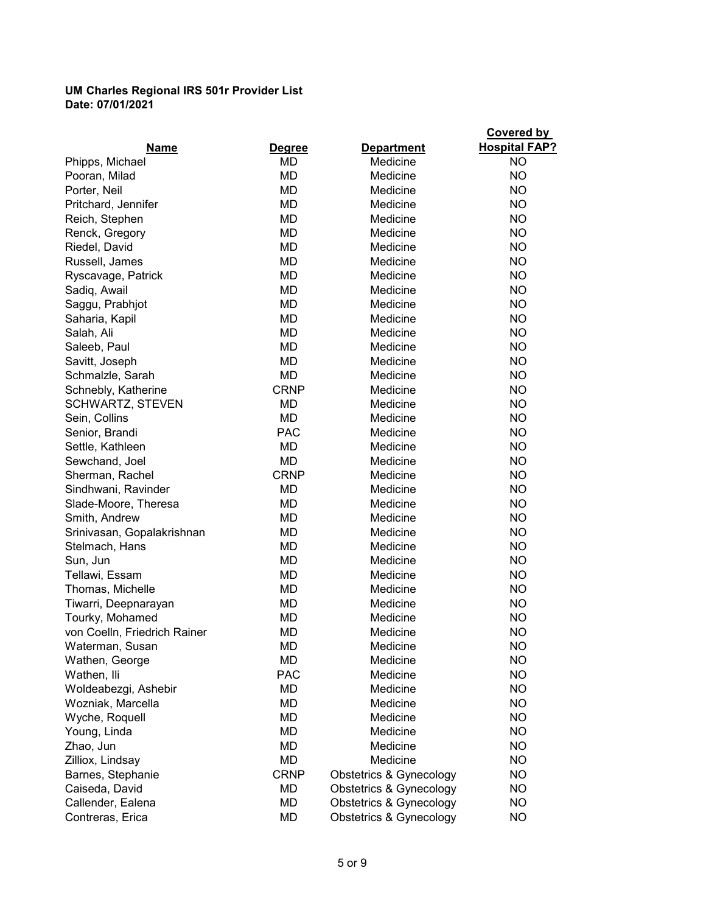**UM Charles Regional IRS 501r Provider List**
**Date: 07/01/2021**

| Name | Degree | Department | Covered by Hospital FAP? |
|---|---|---|---|
| Phipps, Michael | MD | Medicine | NO |
| Pooran, Milad | MD | Medicine | NO |
| Porter, Neil | MD | Medicine | NO |
| Pritchard, Jennifer | MD | Medicine | NO |
| Reich, Stephen | MD | Medicine | NO |
| Renck, Gregory | MD | Medicine | NO |
| Riedel, David | MD | Medicine | NO |
| Russell, James | MD | Medicine | NO |
| Ryscavage, Patrick | MD | Medicine | NO |
| Sadiq, Awail | MD | Medicine | NO |
| Saggu, Prabhjot | MD | Medicine | NO |
| Saharia, Kapil | MD | Medicine | NO |
| Salah, Ali | MD | Medicine | NO |
| Saleeb, Paul | MD | Medicine | NO |
| Savitt, Joseph | MD | Medicine | NO |
| Schmalzle, Sarah | MD | Medicine | NO |
| Schnebly, Katherine | CRNP | Medicine | NO |
| SCHWARTZ, STEVEN | MD | Medicine | NO |
| Sein, Collins | MD | Medicine | NO |
| Senior, Brandi | PAC | Medicine | NO |
| Settle, Kathleen | MD | Medicine | NO |
| Sewchand, Joel | MD | Medicine | NO |
| Sherman, Rachel | CRNP | Medicine | NO |
| Sindhwani, Ravinder | MD | Medicine | NO |
| Slade-Moore, Theresa | MD | Medicine | NO |
| Smith, Andrew | MD | Medicine | NO |
| Srinivasan, Gopalakrishnan | MD | Medicine | NO |
| Stelmach, Hans | MD | Medicine | NO |
| Sun, Jun | MD | Medicine | NO |
| Tellawi, Essam | MD | Medicine | NO |
| Thomas, Michelle | MD | Medicine | NO |
| Tiwarri, Deepnarayan | MD | Medicine | NO |
| Tourky, Mohamed | MD | Medicine | NO |
| von Coelln, Friedrich Rainer | MD | Medicine | NO |
| Waterman, Susan | MD | Medicine | NO |
| Wathen, George | MD | Medicine | NO |
| Wathen, Ili | PAC | Medicine | NO |
| Woldeabezgi, Ashebir | MD | Medicine | NO |
| Wozniak, Marcella | MD | Medicine | NO |
| Wyche, Roquell | MD | Medicine | NO |
| Young, Linda | MD | Medicine | NO |
| Zhao, Jun | MD | Medicine | NO |
| Zilliox, Lindsay | MD | Medicine | NO |
| Barnes, Stephanie | CRNP | Obstetrics & Gynecology | NO |
| Caiseda, David | MD | Obstetrics & Gynecology | NO |
| Callender, Ealena | MD | Obstetrics & Gynecology | NO |
| Contreras, Erica | MD | Obstetrics & Gynecology | NO |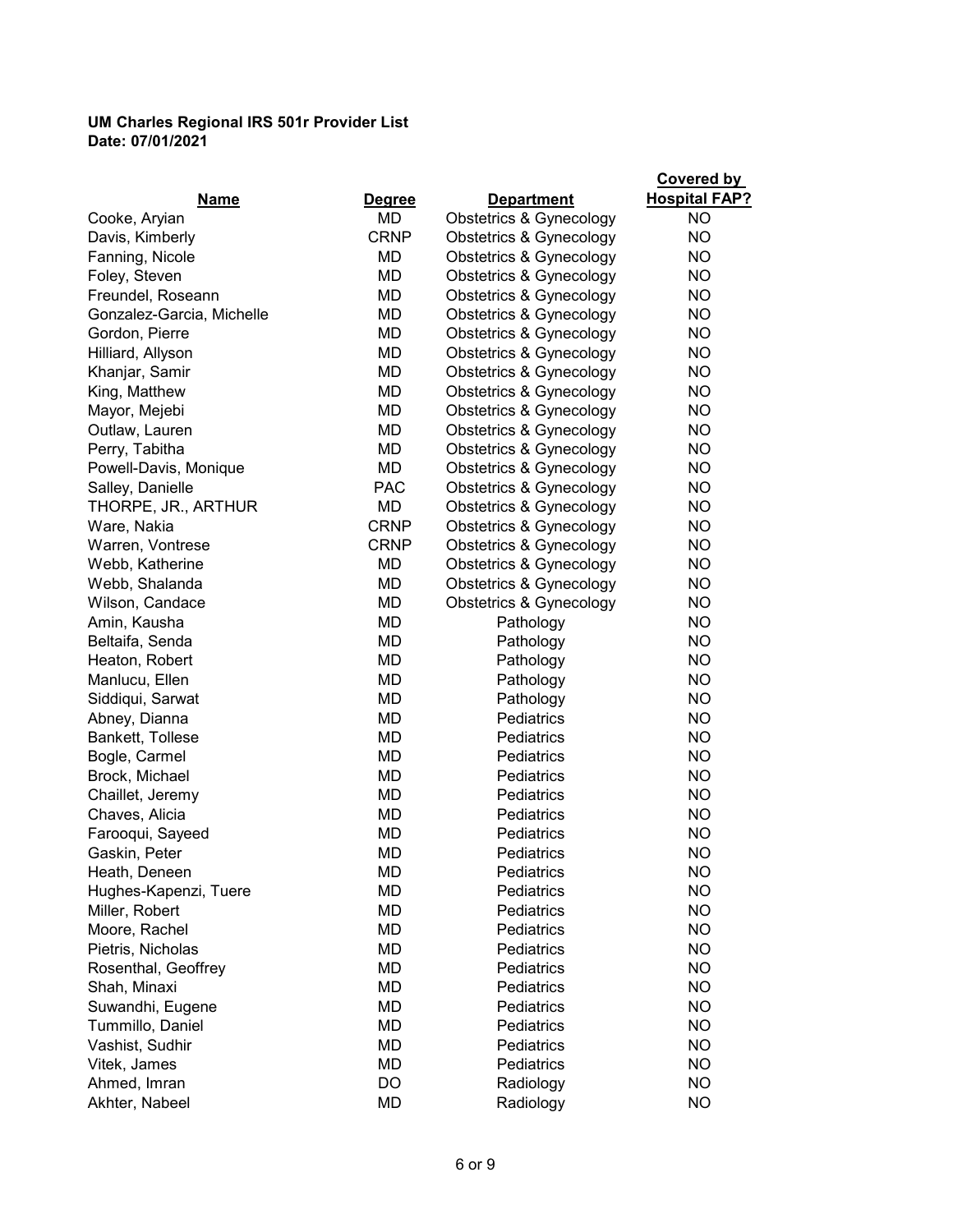**UM Charles Regional IRS 501r Provider List**
**Date: 07/01/2021**

| Name | Degree | Department | Covered by Hospital FAP? |
|---|---|---|---|
| Cooke, Aryian | MD | Obstetrics & Gynecology | NO |
| Davis, Kimberly | CRNP | Obstetrics & Gynecology | NO |
| Fanning, Nicole | MD | Obstetrics & Gynecology | NO |
| Foley, Steven | MD | Obstetrics & Gynecology | NO |
| Freundel, Roseann | MD | Obstetrics & Gynecology | NO |
| Gonzalez-Garcia, Michelle | MD | Obstetrics & Gynecology | NO |
| Gordon, Pierre | MD | Obstetrics & Gynecology | NO |
| Hilliard, Allyson | MD | Obstetrics & Gynecology | NO |
| Khanjar, Samir | MD | Obstetrics & Gynecology | NO |
| King, Matthew | MD | Obstetrics & Gynecology | NO |
| Mayor, Mejebi | MD | Obstetrics & Gynecology | NO |
| Outlaw, Lauren | MD | Obstetrics & Gynecology | NO |
| Perry, Tabitha | MD | Obstetrics & Gynecology | NO |
| Powell-Davis, Monique | MD | Obstetrics & Gynecology | NO |
| Salley, Danielle | PAC | Obstetrics & Gynecology | NO |
| THORPE, JR., ARTHUR | MD | Obstetrics & Gynecology | NO |
| Ware, Nakia | CRNP | Obstetrics & Gynecology | NO |
| Warren, Vontrese | CRNP | Obstetrics & Gynecology | NO |
| Webb, Katherine | MD | Obstetrics & Gynecology | NO |
| Webb, Shalanda | MD | Obstetrics & Gynecology | NO |
| Wilson, Candace | MD | Obstetrics & Gynecology | NO |
| Amin, Kausha | MD | Pathology | NO |
| Beltaifa, Senda | MD | Pathology | NO |
| Heaton, Robert | MD | Pathology | NO |
| Manlucu, Ellen | MD | Pathology | NO |
| Siddiqui, Sarwat | MD | Pathology | NO |
| Abney, Dianna | MD | Pediatrics | NO |
| Bankett, Tollese | MD | Pediatrics | NO |
| Bogle, Carmel | MD | Pediatrics | NO |
| Brock, Michael | MD | Pediatrics | NO |
| Chaillet, Jeremy | MD | Pediatrics | NO |
| Chaves, Alicia | MD | Pediatrics | NO |
| Farooqui, Sayeed | MD | Pediatrics | NO |
| Gaskin, Peter | MD | Pediatrics | NO |
| Heath, Deneen | MD | Pediatrics | NO |
| Hughes-Kapenzi, Tuere | MD | Pediatrics | NO |
| Miller, Robert | MD | Pediatrics | NO |
| Moore, Rachel | MD | Pediatrics | NO |
| Pietris, Nicholas | MD | Pediatrics | NO |
| Rosenthal, Geoffrey | MD | Pediatrics | NO |
| Shah, Minaxi | MD | Pediatrics | NO |
| Suwandhi, Eugene | MD | Pediatrics | NO |
| Tummillo, Daniel | MD | Pediatrics | NO |
| Vashist, Sudhir | MD | Pediatrics | NO |
| Vitek, James | MD | Pediatrics | NO |
| Ahmed, Imran | DO | Radiology | NO |
| Akhter, Nabeel | MD | Radiology | NO |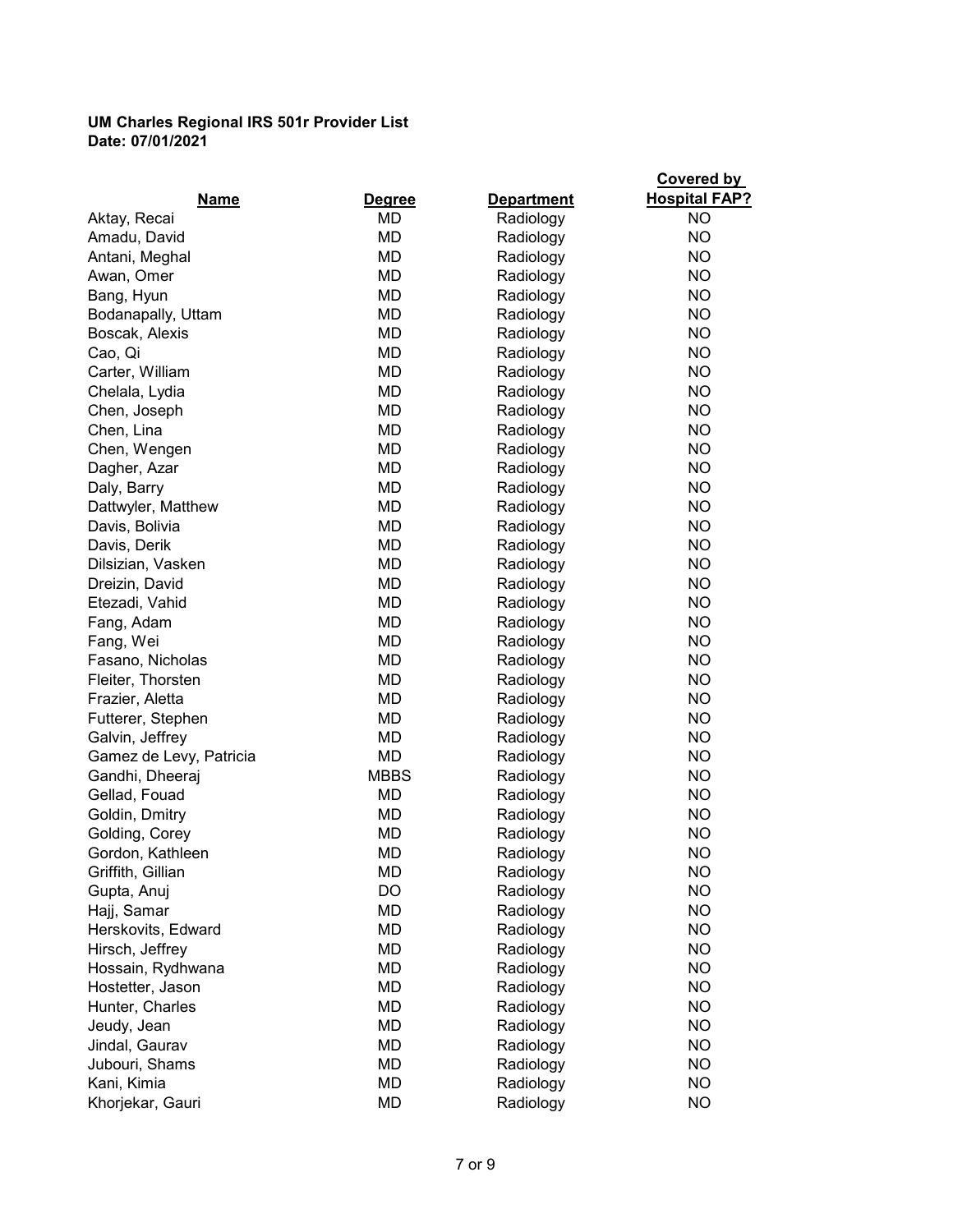**UM Charles Regional IRS 501r Provider List**
**Date: 07/01/2021**

| Name | Degree | Department | Covered by Hospital FAP? |
|---|---|---|---|
| Aktay, Recai | MD | Radiology | NO |
| Amadu, David | MD | Radiology | NO |
| Antani, Meghal | MD | Radiology | NO |
| Awan, Omer | MD | Radiology | NO |
| Bang, Hyun | MD | Radiology | NO |
| Bodanapally, Uttam | MD | Radiology | NO |
| Boscak, Alexis | MD | Radiology | NO |
| Cao, Qi | MD | Radiology | NO |
| Carter, William | MD | Radiology | NO |
| Chelala, Lydia | MD | Radiology | NO |
| Chen, Joseph | MD | Radiology | NO |
| Chen, Lina | MD | Radiology | NO |
| Chen, Wengen | MD | Radiology | NO |
| Dagher, Azar | MD | Radiology | NO |
| Daly, Barry | MD | Radiology | NO |
| Dattwyler, Matthew | MD | Radiology | NO |
| Davis, Bolivia | MD | Radiology | NO |
| Davis, Derik | MD | Radiology | NO |
| Dilsizian, Vasken | MD | Radiology | NO |
| Dreizin, David | MD | Radiology | NO |
| Etezadi, Vahid | MD | Radiology | NO |
| Fang, Adam | MD | Radiology | NO |
| Fang, Wei | MD | Radiology | NO |
| Fasano, Nicholas | MD | Radiology | NO |
| Fleiter, Thorsten | MD | Radiology | NO |
| Frazier, Aletta | MD | Radiology | NO |
| Futterer, Stephen | MD | Radiology | NO |
| Galvin, Jeffrey | MD | Radiology | NO |
| Gamez de Levy, Patricia | MD | Radiology | NO |
| Gandhi, Dheeraj | MBBS | Radiology | NO |
| Gellad, Fouad | MD | Radiology | NO |
| Goldin, Dmitry | MD | Radiology | NO |
| Golding, Corey | MD | Radiology | NO |
| Gordon, Kathleen | MD | Radiology | NO |
| Griffith, Gillian | MD | Radiology | NO |
| Gupta, Anuj | DO | Radiology | NO |
| Hajj, Samar | MD | Radiology | NO |
| Herskovits, Edward | MD | Radiology | NO |
| Hirsch, Jeffrey | MD | Radiology | NO |
| Hossain, Rydhwana | MD | Radiology | NO |
| Hostetter, Jason | MD | Radiology | NO |
| Hunter, Charles | MD | Radiology | NO |
| Jeudy, Jean | MD | Radiology | NO |
| Jindal, Gaurav | MD | Radiology | NO |
| Jubouri, Shams | MD | Radiology | NO |
| Kani, Kimia | MD | Radiology | NO |
| Khorjekar, Gauri | MD | Radiology | NO |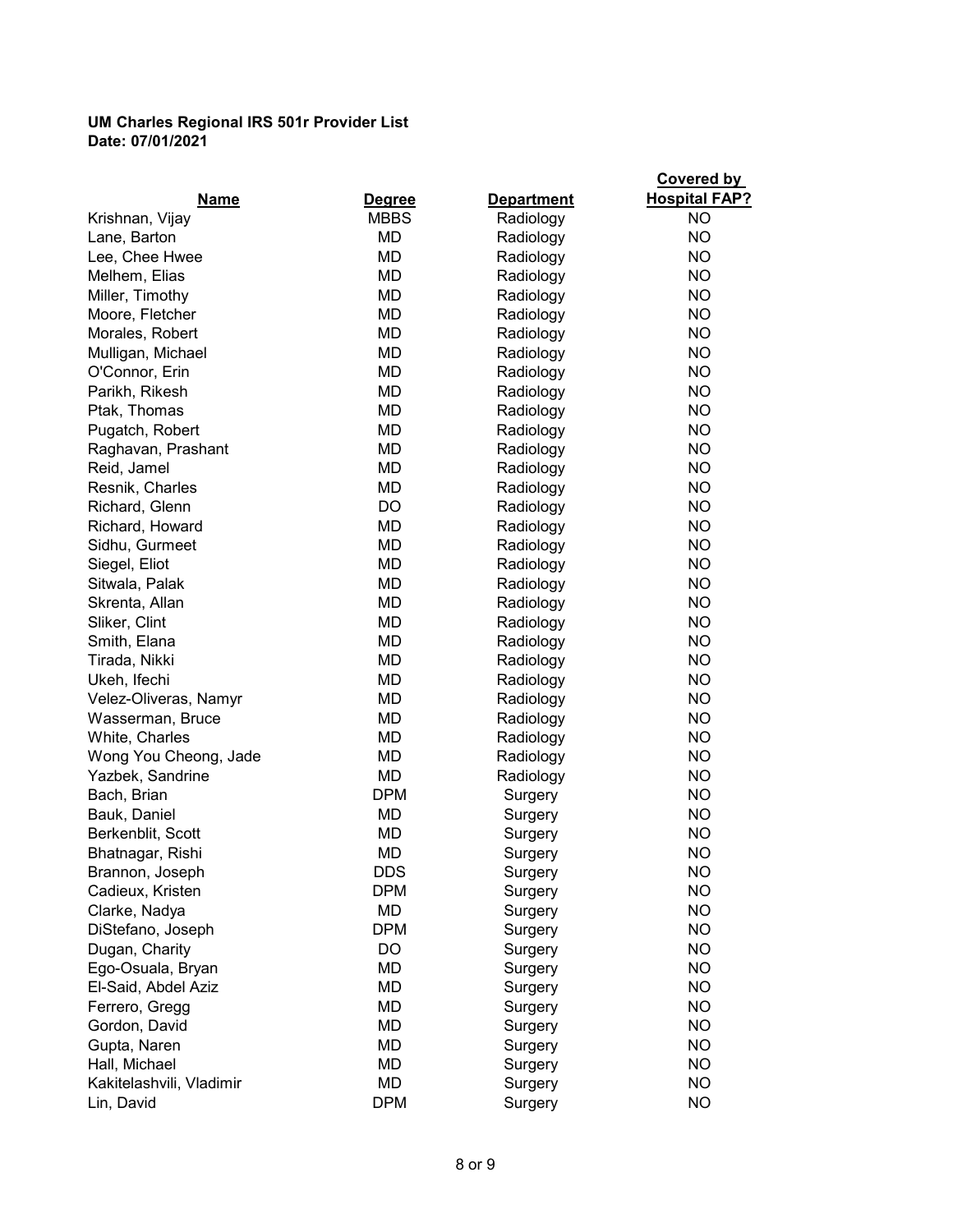**UM Charles Regional IRS 501r Provider List**
**Date: 07/01/2021**

| Name | Degree | Department | Covered by Hospital FAP? |
|---|---|---|---|
| Krishnan, Vijay | MBBS | Radiology | NO |
| Lane, Barton | MD | Radiology | NO |
| Lee, Chee Hwee | MD | Radiology | NO |
| Melhem, Elias | MD | Radiology | NO |
| Miller, Timothy | MD | Radiology | NO |
| Moore, Fletcher | MD | Radiology | NO |
| Morales, Robert | MD | Radiology | NO |
| Mulligan, Michael | MD | Radiology | NO |
| O'Connor, Erin | MD | Radiology | NO |
| Parikh, Rikesh | MD | Radiology | NO |
| Ptak, Thomas | MD | Radiology | NO |
| Pugatch, Robert | MD | Radiology | NO |
| Raghavan, Prashant | MD | Radiology | NO |
| Reid, Jamel | MD | Radiology | NO |
| Resnik, Charles | MD | Radiology | NO |
| Richard, Glenn | DO | Radiology | NO |
| Richard, Howard | MD | Radiology | NO |
| Sidhu, Gurmeet | MD | Radiology | NO |
| Siegel, Eliot | MD | Radiology | NO |
| Sitwala, Palak | MD | Radiology | NO |
| Skrenta, Allan | MD | Radiology | NO |
| Sliker, Clint | MD | Radiology | NO |
| Smith, Elana | MD | Radiology | NO |
| Tirada, Nikki | MD | Radiology | NO |
| Ukeh, Ifechi | MD | Radiology | NO |
| Velez-Oliveras, Namyr | MD | Radiology | NO |
| Wasserman, Bruce | MD | Radiology | NO |
| White, Charles | MD | Radiology | NO |
| Wong You Cheong, Jade | MD | Radiology | NO |
| Yazbek, Sandrine | MD | Radiology | NO |
| Bach, Brian | DPM | Surgery | NO |
| Bauk, Daniel | MD | Surgery | NO |
| Berkenblit, Scott | MD | Surgery | NO |
| Bhatnagar, Rishi | MD | Surgery | NO |
| Brannon, Joseph | DDS | Surgery | NO |
| Cadieux, Kristen | DPM | Surgery | NO |
| Clarke, Nadya | MD | Surgery | NO |
| DiStefano, Joseph | DPM | Surgery | NO |
| Dugan, Charity | DO | Surgery | NO |
| Ego-Osuala, Bryan | MD | Surgery | NO |
| El-Said, Abdel Aziz | MD | Surgery | NO |
| Ferrero, Gregg | MD | Surgery | NO |
| Gordon, David | MD | Surgery | NO |
| Gupta, Naren | MD | Surgery | NO |
| Hall, Michael | MD | Surgery | NO |
| Kakitelashvili, Vladimir | MD | Surgery | NO |
| Lin, David | DPM | Surgery | NO |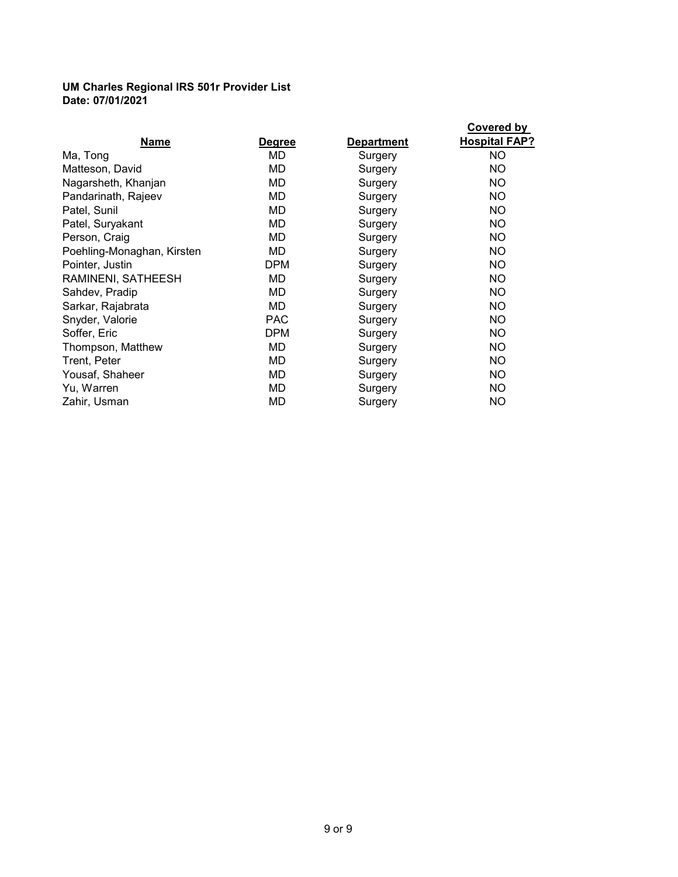**UM Charles Regional IRS 501r Provider List**
**Date: 07/01/2021**

| Name | Degree | Department | Covered by Hospital FAP? |
|---|---|---|---|
| Ma, Tong | MD | Surgery | NO |
| Matteson, David | MD | Surgery | NO |
| Nagarsheth, Khanjan | MD | Surgery | NO |
| Pandarinath, Rajeev | MD | Surgery | NO |
| Patel, Sunil | MD | Surgery | NO |
| Patel, Suryakant | MD | Surgery | NO |
| Person, Craig | MD | Surgery | NO |
| Poehling-Monaghan, Kirsten | MD | Surgery | NO |
| Pointer, Justin | DPM | Surgery | NO |
| RAMINENI, SATHEESH | MD | Surgery | NO |
| Sahdev, Pradip | MD | Surgery | NO |
| Sarkar, Rajabrata | MD | Surgery | NO |
| Snyder, Valorie | PAC | Surgery | NO |
| Soffer, Eric | DPM | Surgery | NO |
| Thompson, Matthew | MD | Surgery | NO |
| Trent, Peter | MD | Surgery | NO |
| Yousaf, Shaheer | MD | Surgery | NO |
| Yu, Warren | MD | Surgery | NO |
| Zahir, Usman | MD | Surgery | NO |